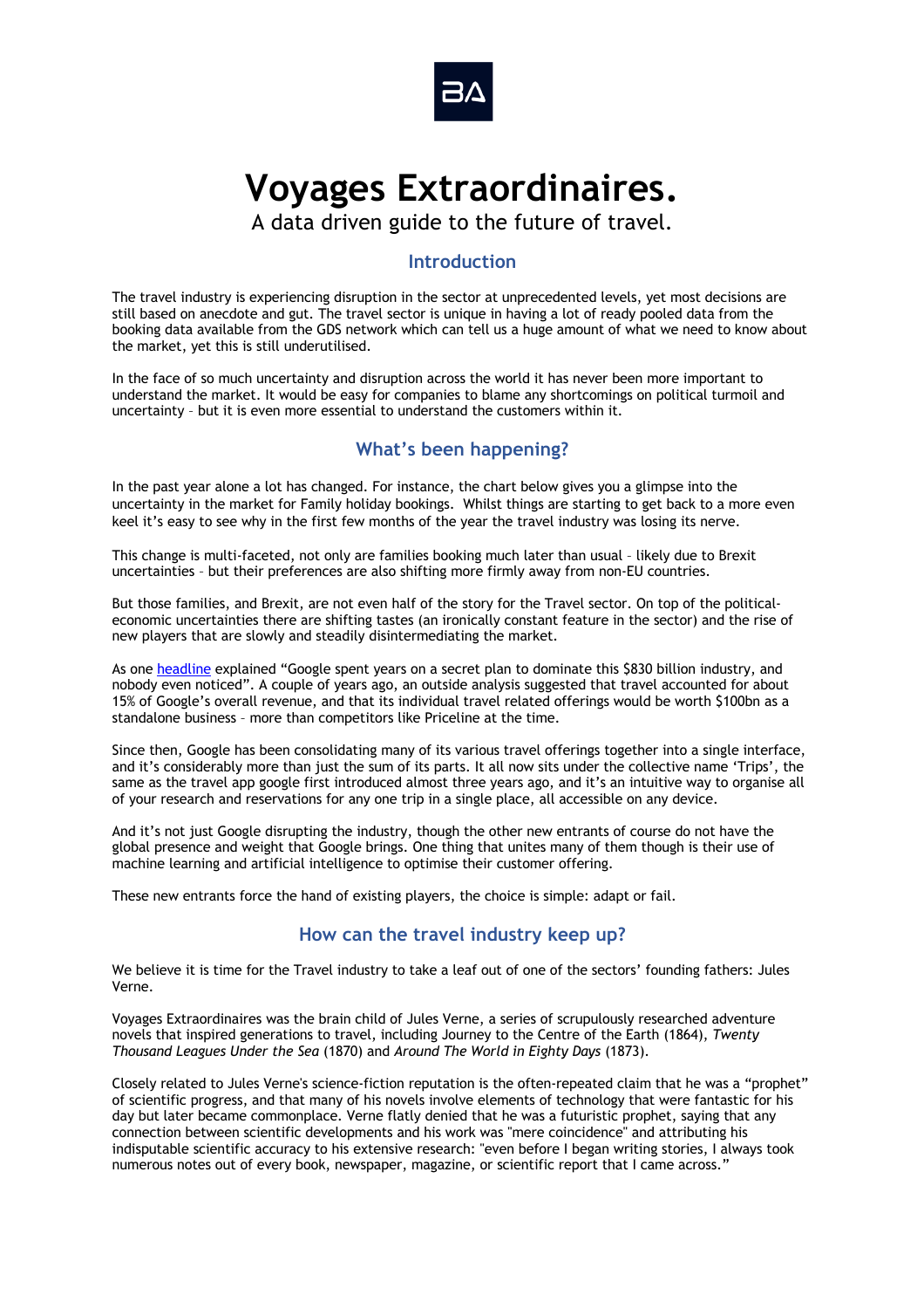# Voyages Extraordinaires.

A data driven guide to the future of travel.

## Introduction

The travel industry is experiencing disruption in the sector at unprecedented levels, yet most decisions are still based on anecdote and gut. The travel sector is unique in having a lot of ready pooled data from the booking data available from the GDS network which can tell us a huge amount of what we need to know about the market, yet this is still underutilised.

In the face of so much uncertainty and disruption across the world it has never been more important to understand the market. It would be easy for companies to blame any shortcomings on political turmoil and uncertainty – but it is even more essential to understand the customers within it.

## What's been happening?

In the past year alone a lot has changed. For instance, the chart below gives you a glimpse into the uncertainty in the market for Family holiday bookings. Whilst things are starting to get back to a more even keel it's easy to see why in the first few months of the year the travel industry was losing its nerve.

This change is multi-faceted, not only are families booking much later than usual – likely due to Brexit uncertainties – but their preferences are also shifting more firmly away from non-EU countries.

But those families, and Brexit, are not even half of the story for the Travel sector. On top of the political-economic uncertainties there are shifting tastes (an ironically constant feature in the sector) and the rise of new players that are slowly and steadily disintermediating the market.

As one headline explained "Google spent years on a secret plan to dominate this $830 billion industry, and nobody even noticed". A couple of years ago, an outside analysis suggested that travel accounted for about 15% of Google's overall revenue, and that its individual travel related offerings would be worth $100bn as a standalone business – more than competitors like Priceline at the time.

Since then, Google has been consolidating many of its various travel offerings together into a single interface, and it's considerably more than just the sum of its parts. It all now sits under the collective name 'Trips', the same as the travel app google first introduced almost three years ago, and it's an intuitive way to organise all of your research and reservations for any one trip in a single place, all accessible on any device.

And it's not just Google disrupting the industry, though the other new entrants of course do not have the global presence and weight that Google brings. One thing that unites many of them though is their use of machine learning and artificial intelligence to optimise their customer offering.

These new entrants force the hand of existing players, the choice is simple: adapt or fail.

## How can the travel industry keep up?

We believe it is time for the Travel industry to take a leaf out of one of the sectors' founding fathers: Jules Verne.

Voyages Extraordinaires was the brain child of Jules Verne, a series of scrupulously researched adventure novels that inspired generations to travel, including Journey to the Centre of the Earth (1864), *Twenty Thousand Leagues Under the Sea* (1870) and *Around The World in Eighty Days* (1873).

Closely related to Jules Verne's science-fiction reputation is the often-repeated claim that he was a "prophet" of scientific progress, and that many of his novels involve elements of technology that were fantastic for his day but later became commonplace. Verne flatly denied that he was a futuristic prophet, saying that any connection between scientific developments and his work was "mere coincidence" and attributing his indisputable scientific accuracy to his extensive research: "even before I began writing stories, I always took numerous notes out of every book, newspaper, magazine, or scientific report that I came across."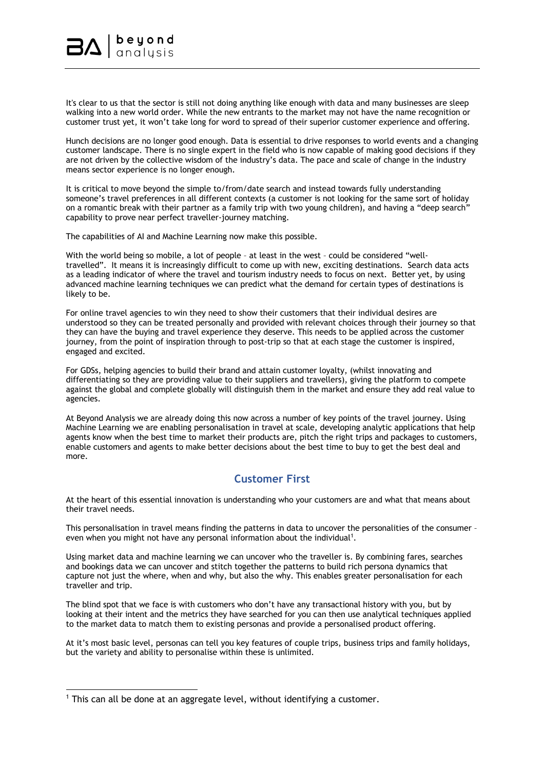It's clear to us that the sector is still not doing anything like enough with data and many businesses are sleep walking into a new world order. While the new entrants to the market may not have the name recognition or customer trust yet, it won't take long for word to spread of their superior customer experience and offering.

Hunch decisions are no longer good enough. Data is essential to drive responses to world events and a changing customer landscape. There is no single expert in the field who is now capable of making good decisions if they are not driven by the collective wisdom of the industry's data. The pace and scale of change in the industry means sector experience is no longer enough.

It is critical to move beyond the simple to/from/date search and instead towards fully understanding someone's travel preferences in all different contexts (a customer is not looking for the same sort of holiday on a romantic break with their partner as a family trip with two young children), and having a "deep search" capability to prove near perfect traveller-journey matching.

The capabilities of AI and Machine Learning now make this possible.

With the world being so mobile, a lot of people – at least in the west – could be considered "well-travelled". It means it is increasingly difficult to come up with new, exciting destinations. Search data acts as a leading indicator of where the travel and tourism industry needs to focus on next. Better yet, by using advanced machine learning techniques we can predict what the demand for certain types of destinations is likely to be.

For online travel agencies to win they need to show their customers that their individual desires are understood so they can be treated personally and provided with relevant choices through their journey so that they can have the buying and travel experience they deserve. This needs to be applied across the customer journey, from the point of inspiration through to post-trip so that at each stage the customer is inspired, engaged and excited.

For GDSs, helping agencies to build their brand and attain customer loyalty, (whilst innovating and differentiating so they are providing value to their suppliers and travellers), giving the platform to compete against the global and complete globally will distinguish them in the market and ensure they add real value to agencies.

At Beyond Analysis we are already doing this now across a number of key points of the travel journey. Using Machine Learning we are enabling personalisation in travel at scale, developing analytic applications that help agents know when the best time to market their products are, pitch the right trips and packages to customers, enable customers and agents to make better decisions about the best time to buy to get the best deal and more.

## Customer First

At the heart of this essential innovation is understanding who your customers are and what that means about their travel needs.

This personalisation in travel means finding the patterns in data to uncover the personalities of the consumer – even when you might not have any personal information about the individual[1].

Using market data and machine learning we can uncover who the traveller is. By combining fares, searches and bookings data we can uncover and stitch together the patterns to build rich persona dynamics that capture not just the where, when and why, but also the why. This enables greater personalisation for each traveller and trip.

The blind spot that we face is with customers who don't have any transactional history with you, but by looking at their intent and the metrics they have searched for you can then use analytical techniques applied to the market data to match them to existing personas and provide a personalised product offering.

At it's most basic level, personas can tell you key features of couple trips, business trips and family holidays, but the variety and ability to personalise within these is unlimited.

[1] This can all be done at an aggregate level, without identifying a customer.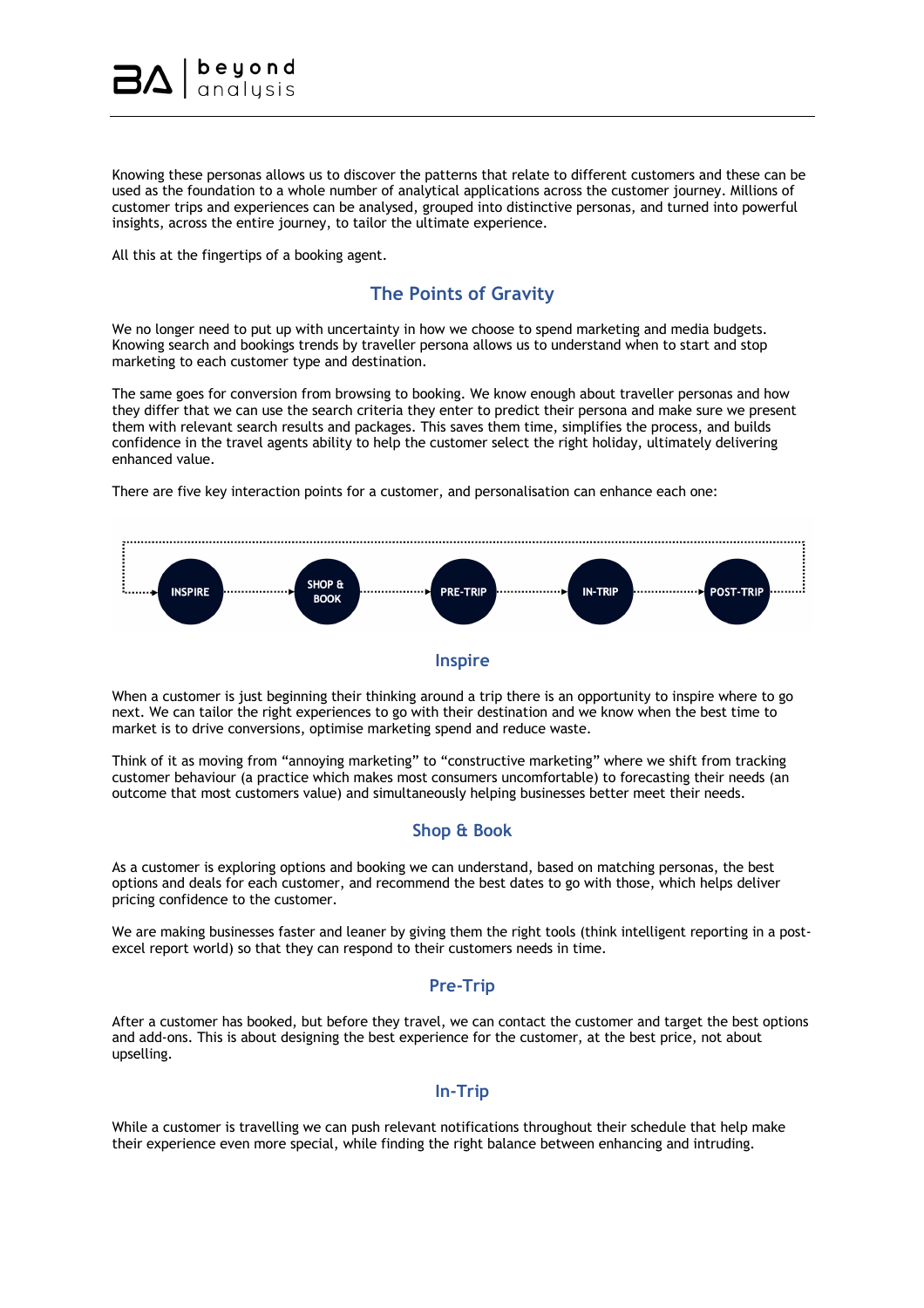Knowing these personas allows us to discover the patterns that relate to different customers and these can be used as the foundation to a whole number of analytical applications across the customer journey. Millions of customer trips and experiences can be analysed, grouped into distinctive personas, and turned into powerful insights, across the entire journey, to tailor the ultimate experience.

All this at the fingertips of a booking agent.

## The Points of Gravity

We no longer need to put up with uncertainty in how we choose to spend marketing and media budgets. Knowing search and bookings trends by traveller persona allows us to understand when to start and stop marketing to each customer type and destination.

The same goes for conversion from browsing to booking. We know enough about traveller personas and how they differ that we can use the search criteria they enter to predict their persona and make sure we present them with relevant search results and packages. This saves them time, simplifies the process, and builds confidence in the travel agents ability to help the customer select the right holiday, ultimately delivering enhanced value.

There are five key interaction points for a customer, and personalisation can enhance each one:

INSPIRE → SHOP & BOOK → PRE-TRIP → IN-TRIP → POST-TRIP

### Inspire

When a customer is just beginning their thinking around a trip there is an opportunity to inspire where to go next. We can tailor the right experiences to go with their destination and we know when the best time to market is to drive conversions, optimise marketing spend and reduce waste.

Think of it as moving from "annoying marketing" to "constructive marketing" where we shift from tracking customer behaviour (a practice which makes most consumers uncomfortable) to forecasting their needs (an outcome that most customers value) and simultaneously helping businesses better meet their needs.

### Shop & Book

As a customer is exploring options and booking we can understand, based on matching personas, the best options and deals for each customer, and recommend the best dates to go with those, which helps deliver pricing confidence to the customer.

We are making businesses faster and leaner by giving them the right tools (think intelligent reporting in a post-excel report world) so that they can respond to their customers needs in time.

### Pre-Trip

After a customer has booked, but before they travel, we can contact the customer and target the best options and add-ons. This is about designing the best experience for the customer, at the best price, not about upselling.

### In-Trip

While a customer is travelling we can push relevant notifications throughout their schedule that help make their experience even more special, while finding the right balance between enhancing and intruding.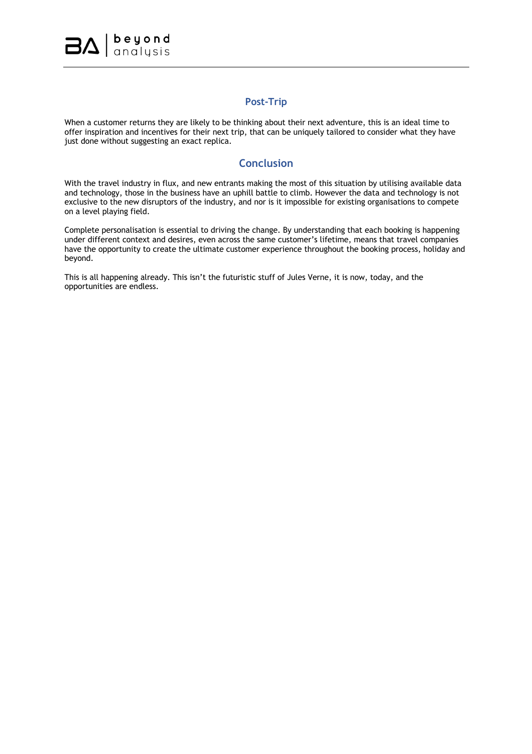## Post-Trip

When a customer returns they are likely to be thinking about their next adventure, this is an ideal time to offer inspiration and incentives for their next trip, that can be uniquely tailored to consider what they have just done without suggesting an exact replica.

## Conclusion

With the travel industry in flux, and new entrants making the most of this situation by utilising available data and technology, those in the business have an uphill battle to climb. However the data and technology is not exclusive to the new disruptors of the industry, and nor is it impossible for existing organisations to compete on a level playing field.

Complete personalisation is essential to driving the change. By understanding that each booking is happening under different context and desires, even across the same customer's lifetime, means that travel companies have the opportunity to create the ultimate customer experience throughout the booking process, holiday and beyond.

This is all happening already. This isn't the futuristic stuff of Jules Verne, it is now, today, and the opportunities are endless.